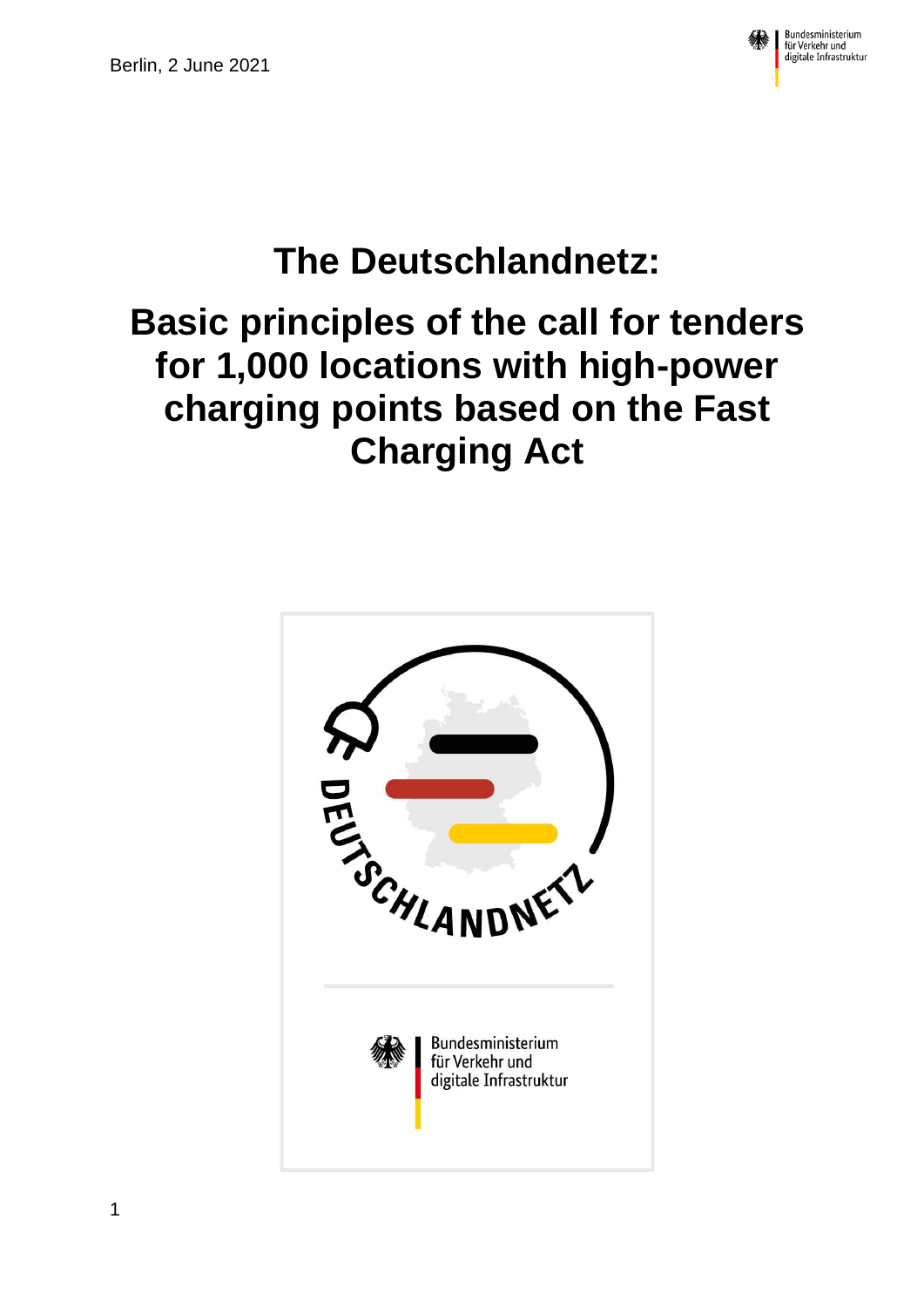Berlin, 2 June 2021

# The Deutschlandnetz:

# Basic principles of the call for tenders for 1,000 locations with high-power charging points based on the Fast Charging Act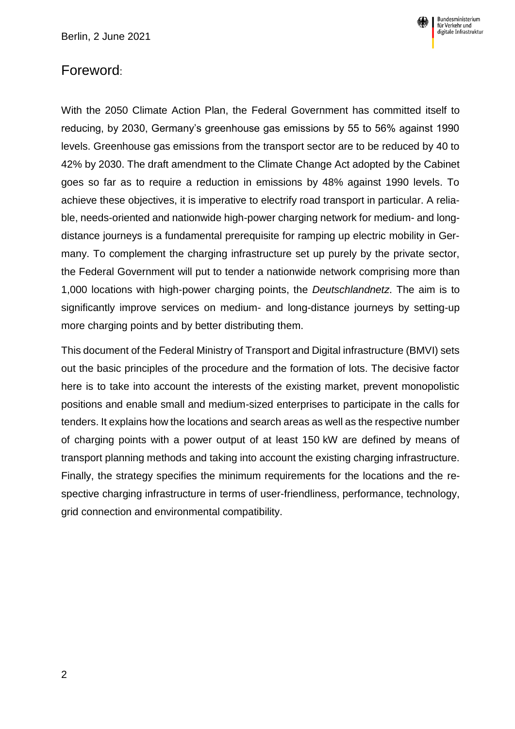Berlin, 2 June 2021

# Foreword:

With the 2050 Climate Action Plan, the Federal Government has committed itself to reducing, by 2030, Germany's greenhouse gas emissions by 55 to 56% against 1990 levels. Greenhouse gas emissions from the transport sector are to be reduced by 40 to 42% by 2030. The draft amendment to the Climate Change Act adopted by the Cabinet goes so far as to require a reduction in emissions by 48% against 1990 levels. To achieve these objectives, it is imperative to electrify road transport in particular. A reliable, needs-oriented and nationwide high-power charging network for medium- and long-distance journeys is a fundamental prerequisite for ramping up electric mobility in Germany. To complement the charging infrastructure set up purely by the private sector, the Federal Government will put to tender a nationwide network comprising more than 1,000 locations with high-power charging points, the *Deutschlandnetz*. The aim is to significantly improve services on medium- and long-distance journeys by setting-up more charging points and by better distributing them.

This document of the Federal Ministry of Transport and Digital infrastructure (BMVI) sets out the basic principles of the procedure and the formation of lots. The decisive factor here is to take into account the interests of the existing market, prevent monopolistic positions and enable small and medium-sized enterprises to participate in the calls for tenders. It explains how the locations and search areas as well as the respective number of charging points with a power output of at least 150 kW are defined by means of transport planning methods and taking into account the existing charging infrastructure. Finally, the strategy specifies the minimum requirements for the locations and the respective charging infrastructure in terms of user-friendliness, performance, technology, grid connection and environmental compatibility.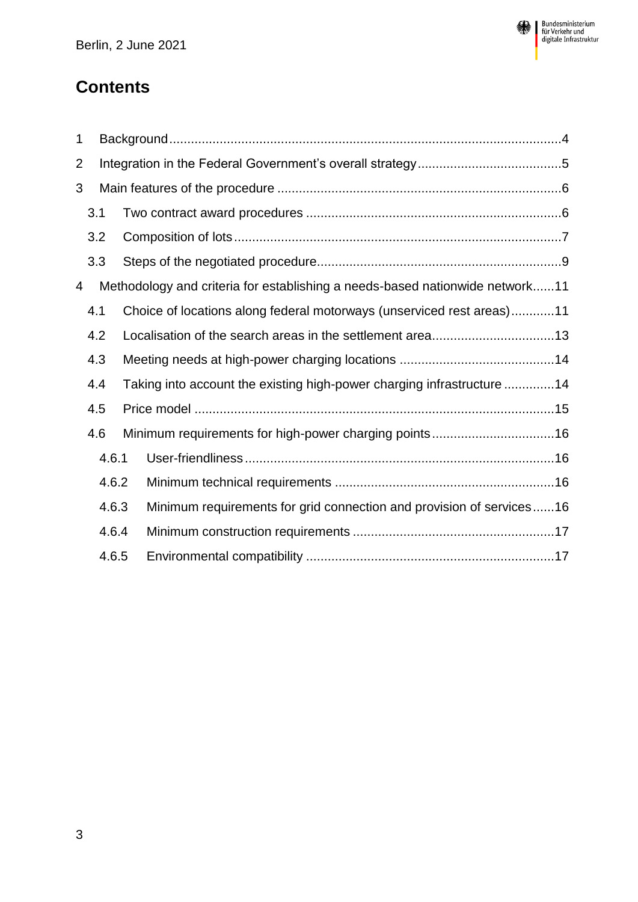Berlin, 2 June 2021

# Contents

1 Background....4

2 Integration in the Federal Government's overall strategy....5

3 Main features of the procedure....6

 3.1 Two contract award procedures....6

 3.2 Composition of lots....7

 3.3 Steps of the negotiated procedure....9

4 Methodology and criteria for establishing a needs-based nationwide network....11

 4.1 Choice of locations along federal motorways (unserviced rest areas)....11

 4.2 Localisation of the search areas in the settlement area....13

 4.3 Meeting needs at high-power charging locations....14

 4.4 Taking into account the existing high-power charging infrastructure....14

 4.5 Price model....15

 4.6 Minimum requirements for high-power charging points....16

  4.6.1 User-friendliness....16

  4.6.2 Minimum technical requirements....16

  4.6.3 Minimum requirements for grid connection and provision of services....16

  4.6.4 Minimum construction requirements....17

  4.6.5 Environmental compatibility....17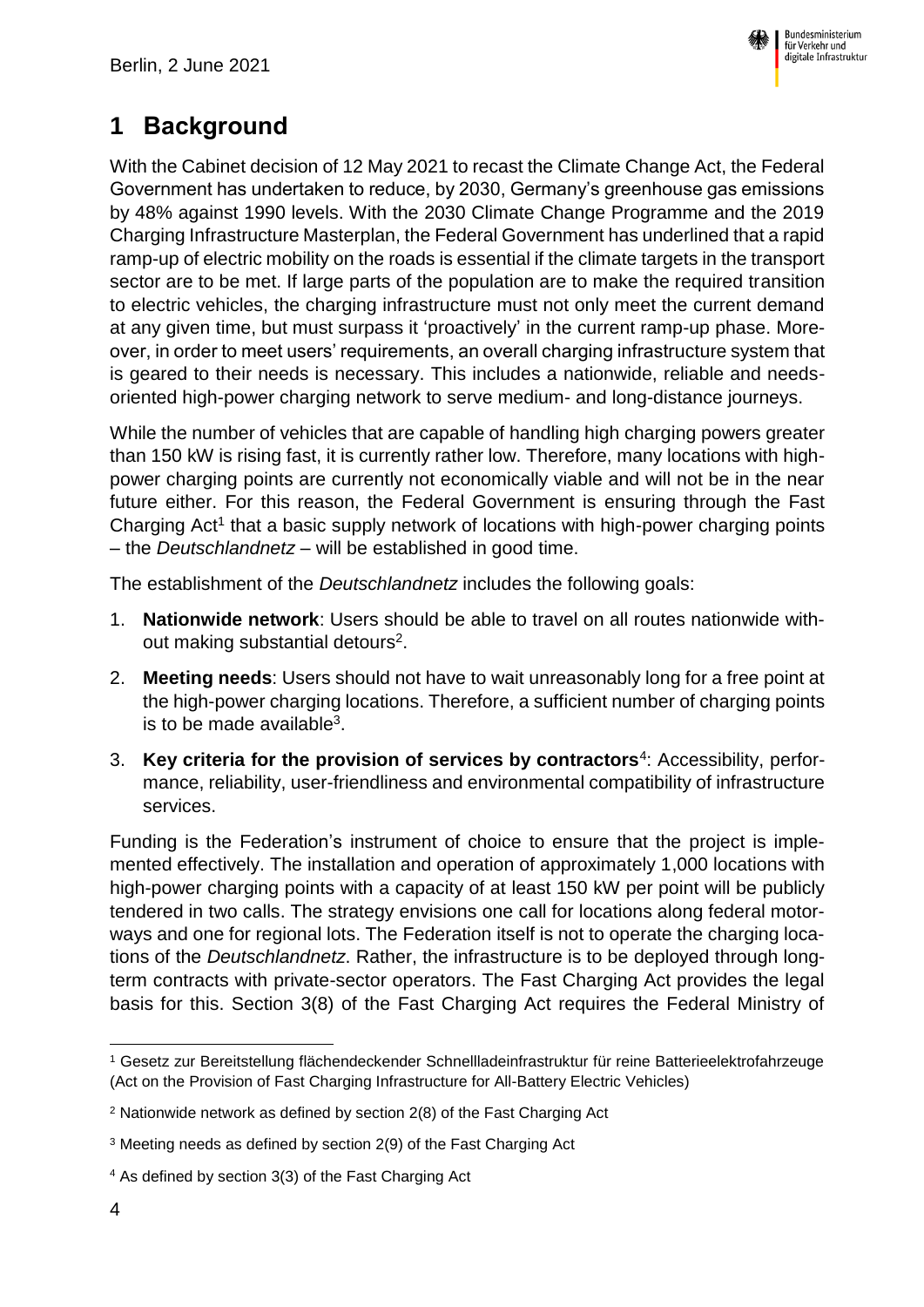Berlin, 2 June 2021

# 1 Background

With the Cabinet decision of 12 May 2021 to recast the Climate Change Act, the Federal Government has undertaken to reduce, by 2030, Germany's greenhouse gas emissions by 48% against 1990 levels. With the 2030 Climate Change Programme and the 2019 Charging Infrastructure Masterplan, the Federal Government has underlined that a rapid ramp-up of electric mobility on the roads is essential if the climate targets in the transport sector are to be met. If large parts of the population are to make the required transition to electric vehicles, the charging infrastructure must not only meet the current demand at any given time, but must surpass it 'proactively' in the current ramp-up phase. Moreover, in order to meet users' requirements, an overall charging infrastructure system that is geared to their needs is necessary. This includes a nationwide, reliable and needs-oriented high-power charging network to serve medium- and long-distance journeys.

While the number of vehicles that are capable of handling high charging powers greater than 150 kW is rising fast, it is currently rather low. Therefore, many locations with high-power charging points are currently not economically viable and will not be in the near future either. For this reason, the Federal Government is ensuring through the Fast Charging Act[1] that a basic supply network of locations with high-power charging points – the *Deutschlandnetz* – will be established in good time.

The establishment of the *Deutschlandnetz* includes the following goals:

1. **Nationwide network**: Users should be able to travel on all routes nationwide without making substantial detours[2].
2. **Meeting needs**: Users should not have to wait unreasonably long for a free point at the high-power charging locations. Therefore, a sufficient number of charging points is to be made available[3].
3. **Key criteria for the provision of services by contractors**[4]: Accessibility, performance, reliability, user-friendliness and environmental compatibility of infrastructure services.

Funding is the Federation's instrument of choice to ensure that the project is implemented effectively. The installation and operation of approximately 1,000 locations with high-power charging points with a capacity of at least 150 kW per point will be publicly tendered in two calls. The strategy envisions one call for locations along federal motorways and one for regional lots. The Federation itself is not to operate the charging locations of the *Deutschlandnetz*. Rather, the infrastructure is to be deployed through long-term contracts with private-sector operators. The Fast Charging Act provides the legal basis for this. Section 3(8) of the Fast Charging Act requires the Federal Ministry of

---

[1] Gesetz zur Bereitstellung flächendeckender Schnellladeinfrastruktur für reine Batterieelektrofahrzeuge (Act on the Provision of Fast Charging Infrastructure for All-Battery Electric Vehicles)

[2] Nationwide network as defined by section 2(8) of the Fast Charging Act

[3] Meeting needs as defined by section 2(9) of the Fast Charging Act

[4] As defined by section 3(3) of the Fast Charging Act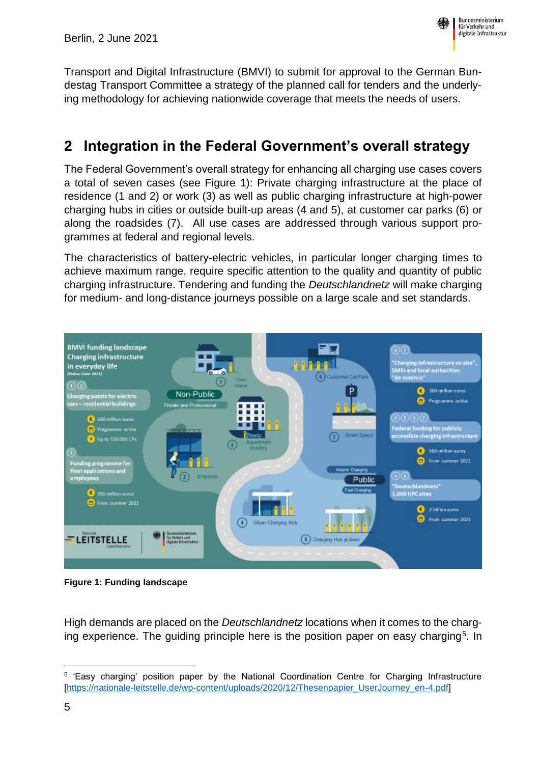Transport and Digital Infrastructure (BMVI) to submit for approval to the German Bundestag Transport Committee a strategy of the planned call for tenders and the underlying methodology for achieving nationwide coverage that meets the needs of users.

## 2 Integration in the Federal Government's overall strategy

The Federal Government's overall strategy for enhancing all charging use cases covers a total of seven cases (see Figure 1): Private charging infrastructure at the place of residence (1 and 2) or work (3) as well as public charging infrastructure at high-power charging hubs in cities or outside built-up areas (4 and 5), at customer car parks (6) or along the roadsides (7). All use cases are addressed through various support programmes at federal and regional levels.

The characteristics of battery-electric vehicles, in particular longer charging times to achieve maximum range, require specific attention to the quality and quantity of public charging infrastructure. Tendering and funding the *Deutschlandnetz* will make charging for medium- and long-distance journeys possible on a large scale and set standards.

BMVI funding landscape
Charging infrastructure in everyday life
(Status: June 2021)

1 2
Charging points for electric cars – residential buildings
500 million euros
Programme active
Up to 550,000 CPs

3
Funding programme for fleet applications and employees
350 million euros
From summer 2021

Non-Public
Private and Professional
1 Own Home
2 Apartment Building
3 Employer

6 Customer Car Park
7 Street Space
Public
Interim Charging
Fast Charging
4 Urban Charging Hub
5 Charging Hub at Axes

6 7
"Charging infrastructure on site", SMEs and local authorities "de minimis"
300 million euros
Programme active

4 5 6 7
Federal funding for publicly accessible charging infrastructure
500 million euros
From summer 2021

4 5
"Deutschlandnetz" 1,000 HPC sites
2 billion euros
From summer 2021

Nationale LEITSTELLE Ladeinfrastruktur
Bundesministerium für Verkehr und digitale Infrastruktur

**Figure 1: Funding landscape**

High demands are placed on the *Deutschlandnetz* locations when it comes to the charging experience. The guiding principle here is the position paper on easy charging[5]. In

[5] 'Easy charging' position paper by the National Coordination Centre for Charging Infrastructure [https://nationale-leitstelle.de/wp-content/uploads/2020/12/Thesenpapier_UserJourney_en-4.pdf]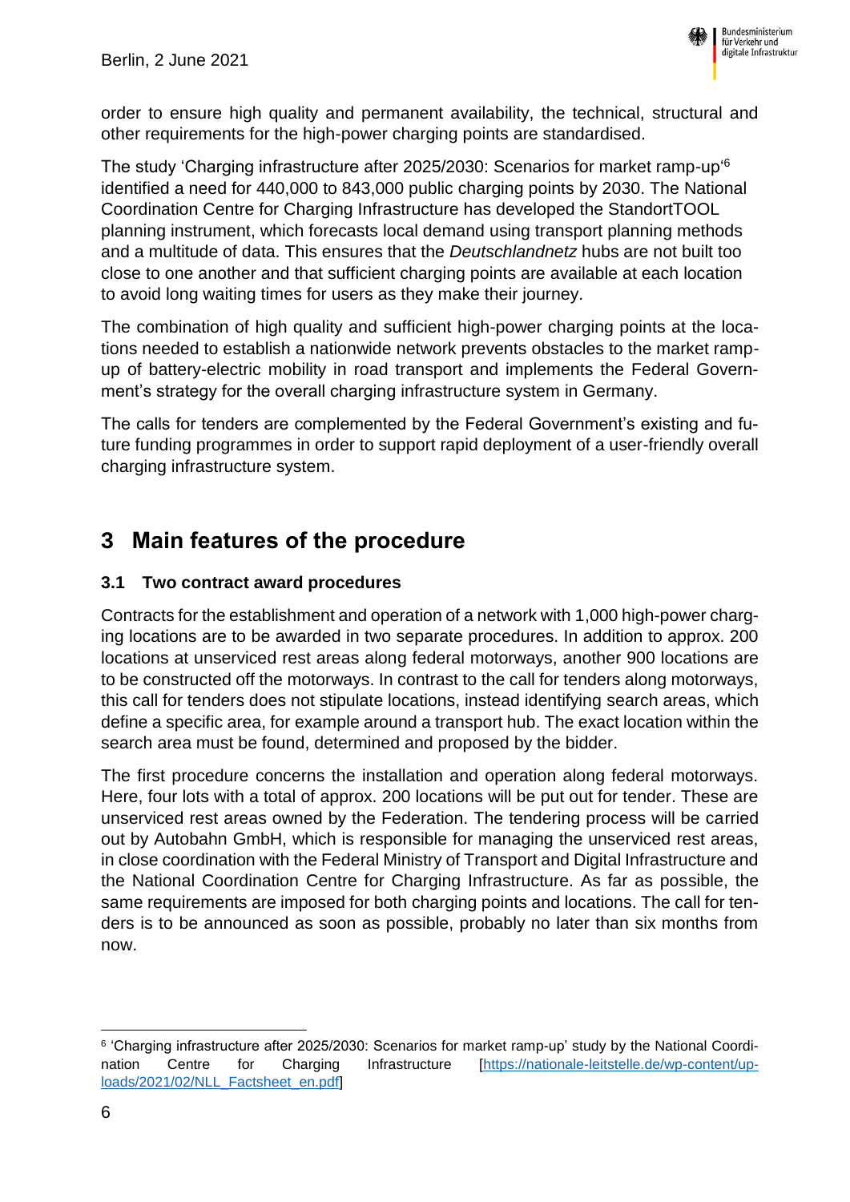order to ensure high quality and permanent availability, the technical, structural and other requirements for the high-power charging points are standardised.

The study 'Charging infrastructure after 2025/2030: Scenarios for market ramp-up'[6] identified a need for 440,000 to 843,000 public charging points by 2030. The National Coordination Centre for Charging Infrastructure has developed the StandortTOOL planning instrument, which forecasts local demand using transport planning methods and a multitude of data. This ensures that the *Deutschlandnetz* hubs are not built too close to one another and that sufficient charging points are available at each location to avoid long waiting times for users as they make their journey.

The combination of high quality and sufficient high-power charging points at the locations needed to establish a nationwide network prevents obstacles to the market ramp-up of battery-electric mobility in road transport and implements the Federal Government's strategy for the overall charging infrastructure system in Germany.

The calls for tenders are complemented by the Federal Government's existing and future funding programmes in order to support rapid deployment of a user-friendly overall charging infrastructure system.

# 3 Main features of the procedure

## 3.1 Two contract award procedures

Contracts for the establishment and operation of a network with 1,000 high-power charging locations are to be awarded in two separate procedures. In addition to approx. 200 locations at unserviced rest areas along federal motorways, another 900 locations are to be constructed off the motorways. In contrast to the call for tenders along motorways, this call for tenders does not stipulate locations, instead identifying search areas, which define a specific area, for example around a transport hub. The exact location within the search area must be found, determined and proposed by the bidder.

The first procedure concerns the installation and operation along federal motorways. Here, four lots with a total of approx. 200 locations will be put out for tender. These are unserviced rest areas owned by the Federation. The tendering process will be carried out by Autobahn GmbH, which is responsible for managing the unserviced rest areas, in close coordination with the Federal Ministry of Transport and Digital Infrastructure and the National Coordination Centre for Charging Infrastructure. As far as possible, the same requirements are imposed for both charging points and locations. The call for tenders is to be announced as soon as possible, probably no later than six months from now.

---

[6] 'Charging infrastructure after 2025/2030: Scenarios for market ramp-up' study by the National Coordination Centre for Charging Infrastructure [https://nationale-leitstelle.de/wp-content/uploads/2021/02/NLL_Factsheet_en.pdf]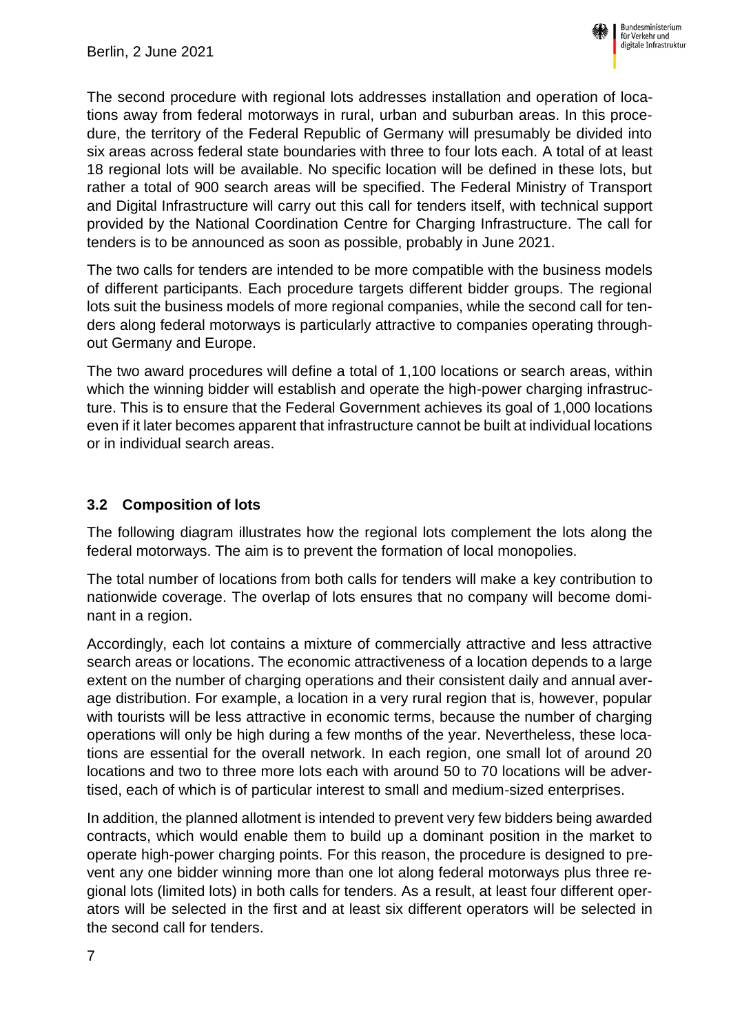The second procedure with regional lots addresses installation and operation of locations away from federal motorways in rural, urban and suburban areas. In this procedure, the territory of the Federal Republic of Germany will presumably be divided into six areas across federal state boundaries with three to four lots each. A total of at least 18 regional lots will be available. No specific location will be defined in these lots, but rather a total of 900 search areas will be specified. The Federal Ministry of Transport and Digital Infrastructure will carry out this call for tenders itself, with technical support provided by the National Coordination Centre for Charging Infrastructure. The call for tenders is to be announced as soon as possible, probably in June 2021.

The two calls for tenders are intended to be more compatible with the business models of different participants. Each procedure targets different bidder groups. The regional lots suit the business models of more regional companies, while the second call for tenders along federal motorways is particularly attractive to companies operating throughout Germany and Europe.

The two award procedures will define a total of 1,100 locations or search areas, within which the winning bidder will establish and operate the high-power charging infrastructure. This is to ensure that the Federal Government achieves its goal of 1,000 locations even if it later becomes apparent that infrastructure cannot be built at individual locations or in individual search areas.

## 3.2 Composition of lots

The following diagram illustrates how the regional lots complement the lots along the federal motorways. The aim is to prevent the formation of local monopolies.

The total number of locations from both calls for tenders will make a key contribution to nationwide coverage. The overlap of lots ensures that no company will become dominant in a region.

Accordingly, each lot contains a mixture of commercially attractive and less attractive search areas or locations. The economic attractiveness of a location depends to a large extent on the number of charging operations and their consistent daily and annual average distribution. For example, a location in a very rural region that is, however, popular with tourists will be less attractive in economic terms, because the number of charging operations will only be high during a few months of the year. Nevertheless, these locations are essential for the overall network. In each region, one small lot of around 20 locations and two to three more lots each with around 50 to 70 locations will be advertised, each of which is of particular interest to small and medium-sized enterprises.

In addition, the planned allotment is intended to prevent very few bidders being awarded contracts, which would enable them to build up a dominant position in the market to operate high-power charging points. For this reason, the procedure is designed to prevent any one bidder winning more than one lot along federal motorways plus three regional lots (limited lots) in both calls for tenders. As a result, at least four different operators will be selected in the first and at least six different operators will be selected in the second call for tenders.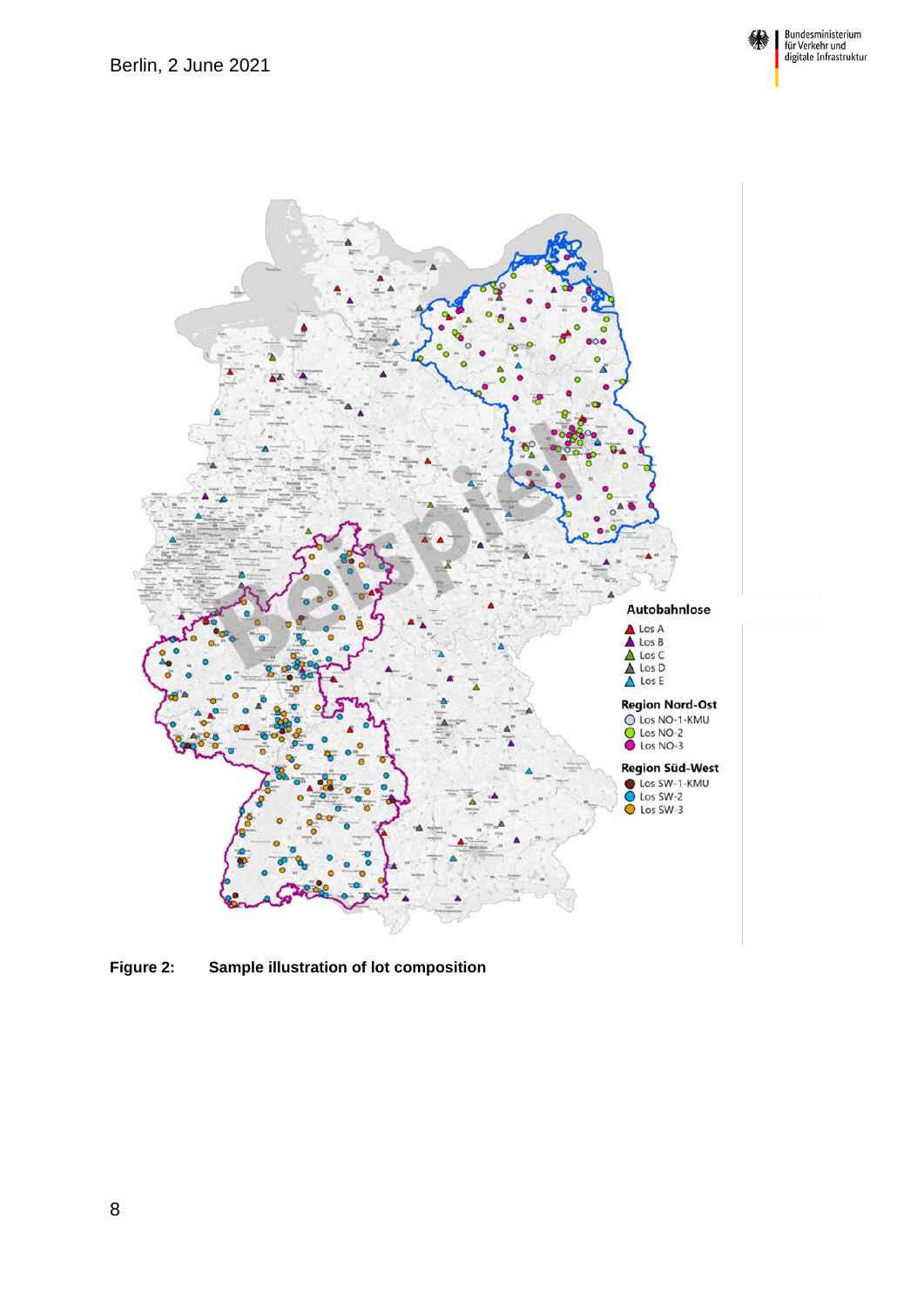Berlin, 2 June 2021

Autobahnlose

Los A

Los B

Los C

Los D

Los E

Region Nord-Ost

Los NO-1-KMU

Los NO-2

Los NO-3

Region Süd-West

Los SW-1-KMU

Los SW-2

Los SW-3

Beispiel

**Figure 2: Sample illustration of lot composition**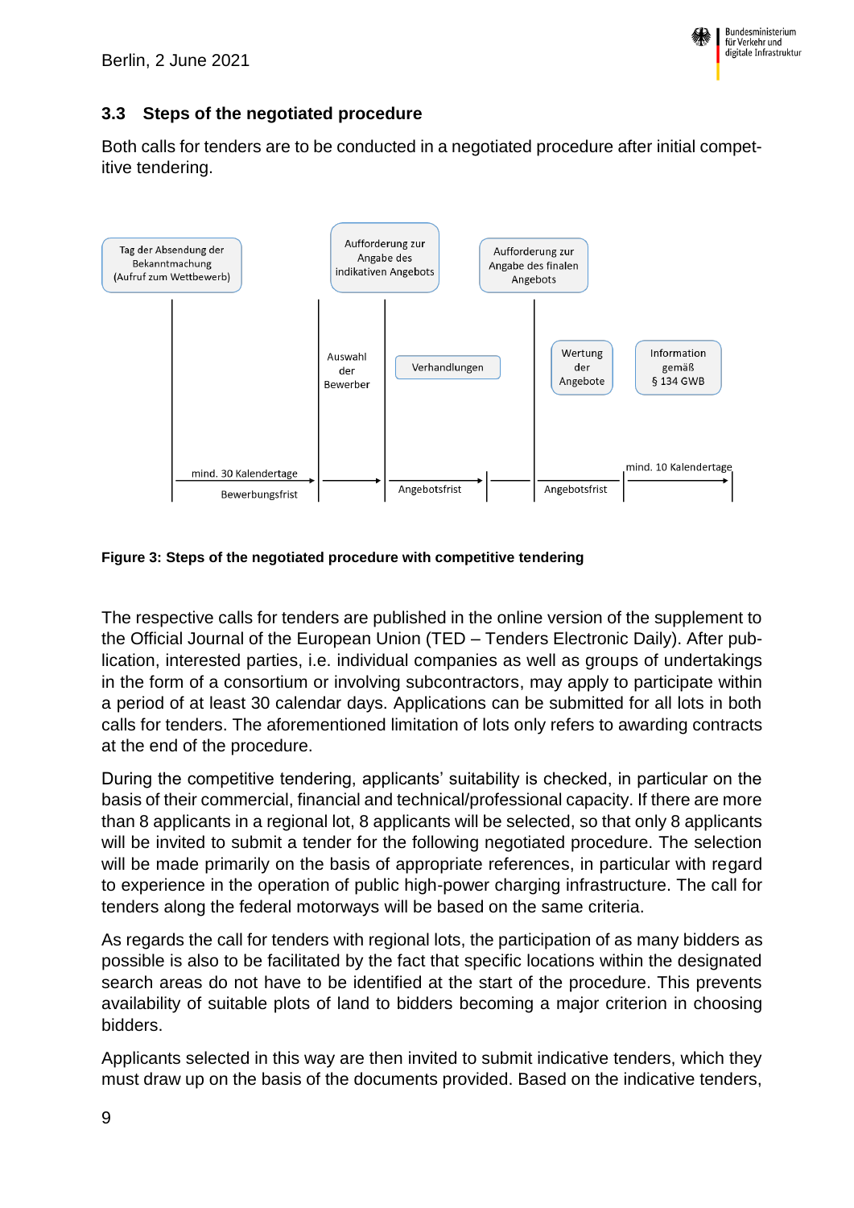Berlin, 2 June 2021

### 3.3 Steps of the negotiated procedure

Both calls for tenders are to be conducted in a negotiated procedure after initial competitive tendering.

Tag der Absendung der Bekanntmachung (Aufruf zum Wettbewerb)

Aufforderung zur Angabe des indikativen Angebots

Aufforderung zur Angabe des finalen Angebots

Auswahl der Bewerber

Verhandlungen

Wertung der Angebote

Information gemäß § 134 GWB

mind. 30 Kalendertage

Bewerbungsfrist

Angebotsfrist

Angebotsfrist

mind. 10 Kalendertage

**Figure 3: Steps of the negotiated procedure with competitive tendering**

The respective calls for tenders are published in the online version of the supplement to the Official Journal of the European Union (TED – Tenders Electronic Daily). After publication, interested parties, i.e. individual companies as well as groups of undertakings in the form of a consortium or involving subcontractors, may apply to participate within a period of at least 30 calendar days. Applications can be submitted for all lots in both calls for tenders. The aforementioned limitation of lots only refers to awarding contracts at the end of the procedure.

During the competitive tendering, applicants' suitability is checked, in particular on the basis of their commercial, financial and technical/professional capacity. If there are more than 8 applicants in a regional lot, 8 applicants will be selected, so that only 8 applicants will be invited to submit a tender for the following negotiated procedure. The selection will be made primarily on the basis of appropriate references, in particular with regard to experience in the operation of public high-power charging infrastructure. The call for tenders along the federal motorways will be based on the same criteria.

As regards the call for tenders with regional lots, the participation of as many bidders as possible is also to be facilitated by the fact that specific locations within the designated search areas do not have to be identified at the start of the procedure. This prevents availability of suitable plots of land to bidders becoming a major criterion in choosing bidders.

Applicants selected in this way are then invited to submit indicative tenders, which they must draw up on the basis of the documents provided. Based on the indicative tenders,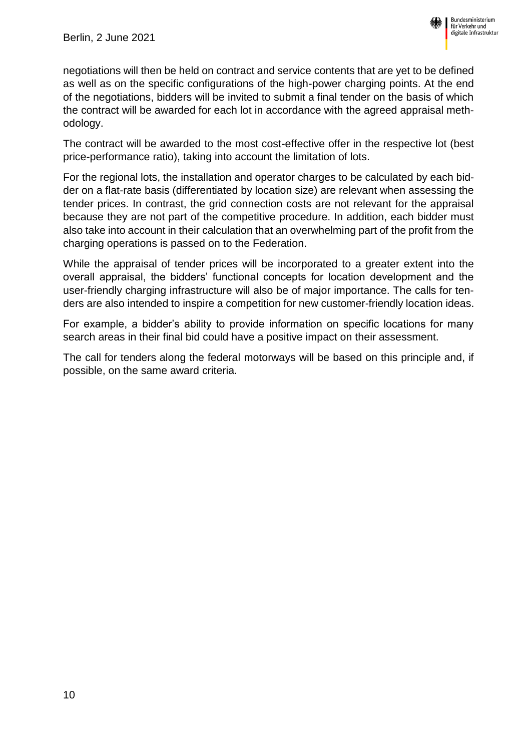negotiations will then be held on contract and service contents that are yet to be defined as well as on the specific configurations of the high-power charging points. At the end of the negotiations, bidders will be invited to submit a final tender on the basis of which the contract will be awarded for each lot in accordance with the agreed appraisal methodology.

The contract will be awarded to the most cost-effective offer in the respective lot (best price-performance ratio), taking into account the limitation of lots.

For the regional lots, the installation and operator charges to be calculated by each bidder on a flat-rate basis (differentiated by location size) are relevant when assessing the tender prices. In contrast, the grid connection costs are not relevant for the appraisal because they are not part of the competitive procedure. In addition, each bidder must also take into account in their calculation that an overwhelming part of the profit from the charging operations is passed on to the Federation.

While the appraisal of tender prices will be incorporated to a greater extent into the overall appraisal, the bidders' functional concepts for location development and the user-friendly charging infrastructure will also be of major importance. The calls for tenders are also intended to inspire a competition for new customer-friendly location ideas.

For example, a bidder's ability to provide information on specific locations for many search areas in their final bid could have a positive impact on their assessment.

The call for tenders along the federal motorways will be based on this principle and, if possible, on the same award criteria.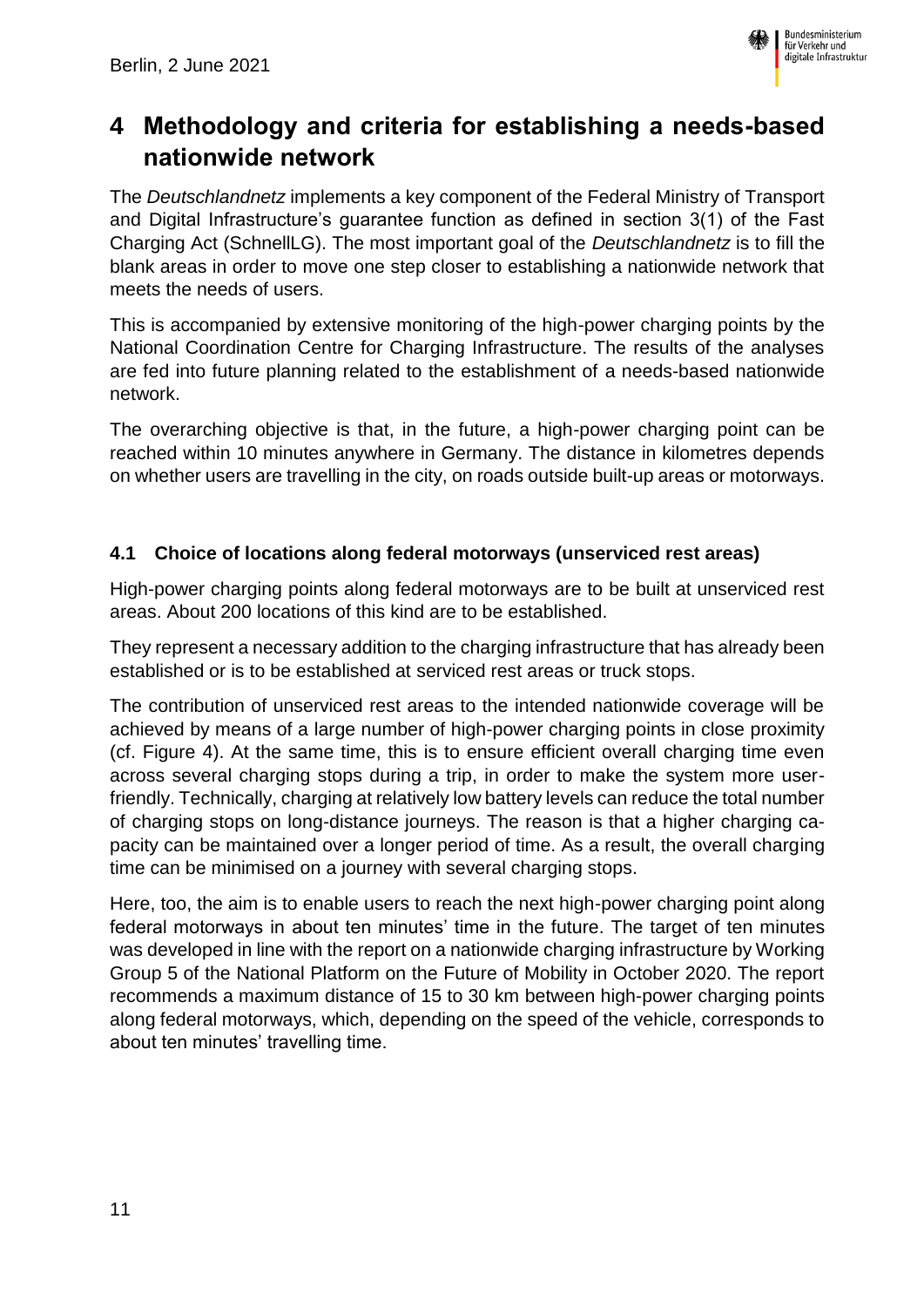# 4 Methodology and criteria for establishing a needs-based nationwide network

The *Deutschlandnetz* implements a key component of the Federal Ministry of Transport and Digital Infrastructure's guarantee function as defined in section 3(1) of the Fast Charging Act (SchnellLG). The most important goal of the *Deutschlandnetz* is to fill the blank areas in order to move one step closer to establishing a nationwide network that meets the needs of users.

This is accompanied by extensive monitoring of the high-power charging points by the National Coordination Centre for Charging Infrastructure. The results of the analyses are fed into future planning related to the establishment of a needs-based nationwide network.

The overarching objective is that, in the future, a high-power charging point can be reached within 10 minutes anywhere in Germany. The distance in kilometres depends on whether users are travelling in the city, on roads outside built-up areas or motorways.

## 4.1 Choice of locations along federal motorways (unserviced rest areas)

High-power charging points along federal motorways are to be built at unserviced rest areas. About 200 locations of this kind are to be established.

They represent a necessary addition to the charging infrastructure that has already been established or is to be established at serviced rest areas or truck stops.

The contribution of unserviced rest areas to the intended nationwide coverage will be achieved by means of a large number of high-power charging points in close proximity (cf. Figure 4). At the same time, this is to ensure efficient overall charging time even across several charging stops during a trip, in order to make the system more user-friendly. Technically, charging at relatively low battery levels can reduce the total number of charging stops on long-distance journeys. The reason is that a higher charging capacity can be maintained over a longer period of time. As a result, the overall charging time can be minimised on a journey with several charging stops.

Here, too, the aim is to enable users to reach the next high-power charging point along federal motorways in about ten minutes' time in the future. The target of ten minutes was developed in line with the report on a nationwide charging infrastructure by Working Group 5 of the National Platform on the Future of Mobility in October 2020. The report recommends a maximum distance of 15 to 30 km between high-power charging points along federal motorways, which, depending on the speed of the vehicle, corresponds to about ten minutes' travelling time.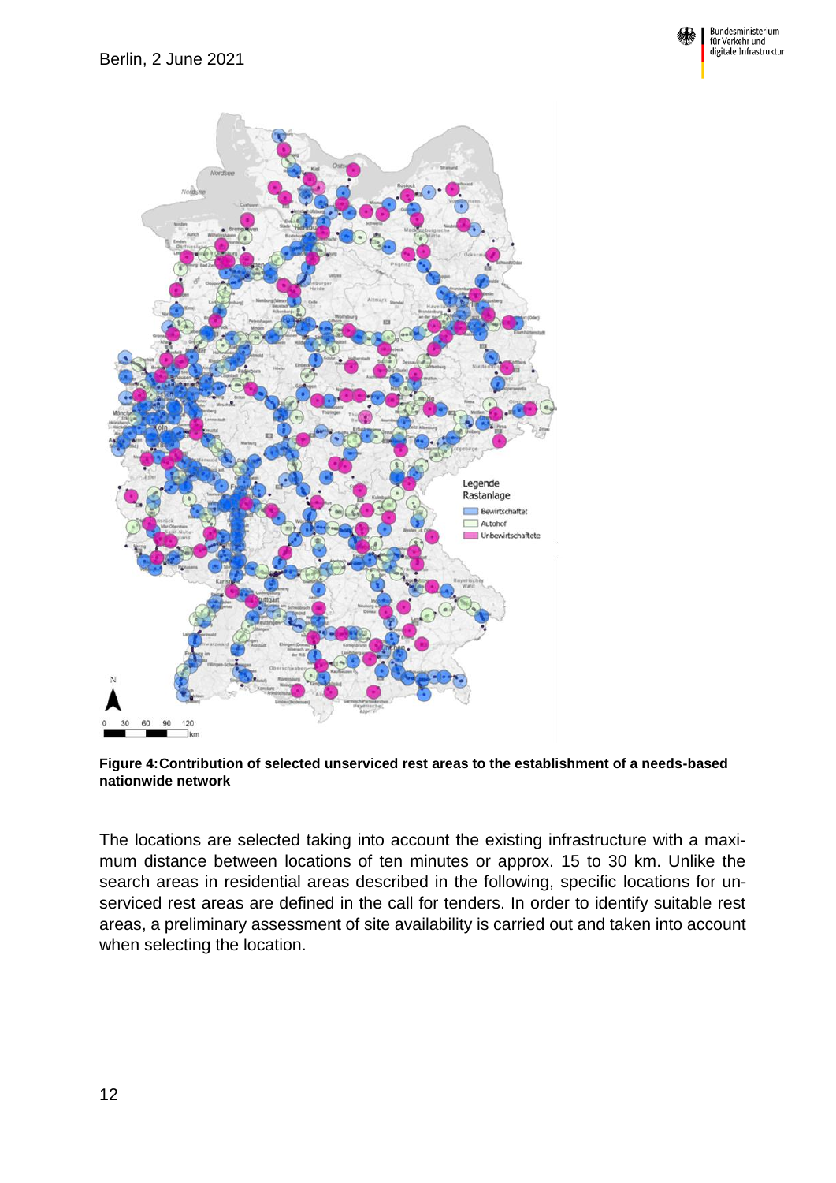Legende
Rastanlage
Bewirtschaftet
Autohof
Unbewirtschaftete

N

0 30 60 90 120 km

**Figure 4: Contribution of selected unserviced rest areas to the establishment of a needs-based nationwide network**

The locations are selected taking into account the existing infrastructure with a maximum distance between locations of ten minutes or approx. 15 to 30 km. Unlike the search areas in residential areas described in the following, specific locations for unserviced rest areas are defined in the call for tenders. In order to identify suitable rest areas, a preliminary assessment of site availability is carried out and taken into account when selecting the location.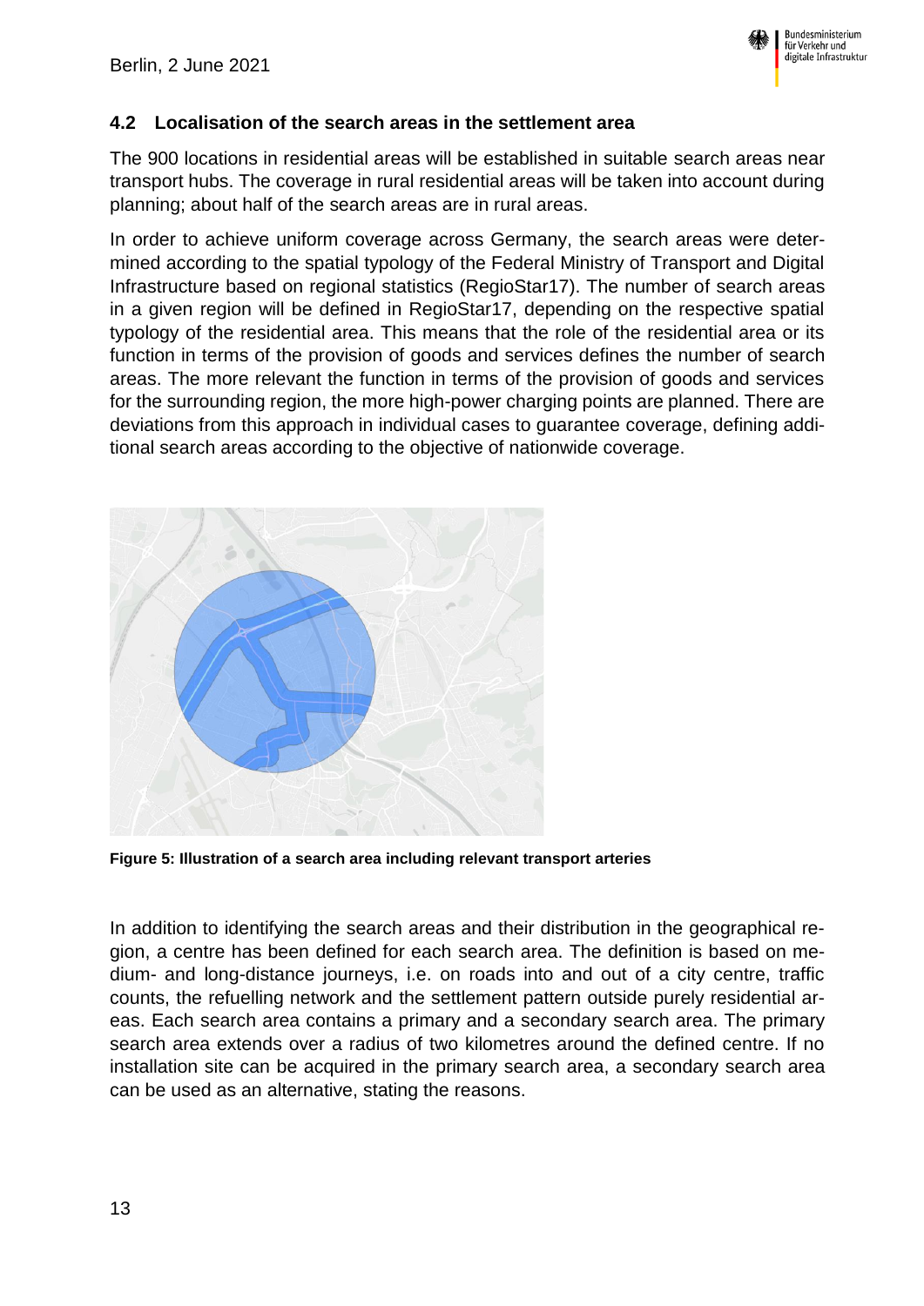## 4.2 Localisation of the search areas in the settlement area

The 900 locations in residential areas will be established in suitable search areas near transport hubs. The coverage in rural residential areas will be taken into account during planning; about half of the search areas are in rural areas.

In order to achieve uniform coverage across Germany, the search areas were determined according to the spatial typology of the Federal Ministry of Transport and Digital Infrastructure based on regional statistics (RegioStar17). The number of search areas in a given region will be defined in RegioStar17, depending on the respective spatial typology of the residential area. This means that the role of the residential area or its function in terms of the provision of goods and services defines the number of search areas. The more relevant the function in terms of the provision of goods and services for the surrounding region, the more high-power charging points are planned. There are deviations from this approach in individual cases to guarantee coverage, defining additional search areas according to the objective of nationwide coverage.

**Figure 5: Illustration of a search area including relevant transport arteries**

In addition to identifying the search areas and their distribution in the geographical region, a centre has been defined for each search area. The definition is based on medium- and long-distance journeys, i.e. on roads into and out of a city centre, traffic counts, the refuelling network and the settlement pattern outside purely residential areas. Each search area contains a primary and a secondary search area. The primary search area extends over a radius of two kilometres around the defined centre. If no installation site can be acquired in the primary search area, a secondary search area can be used as an alternative, stating the reasons.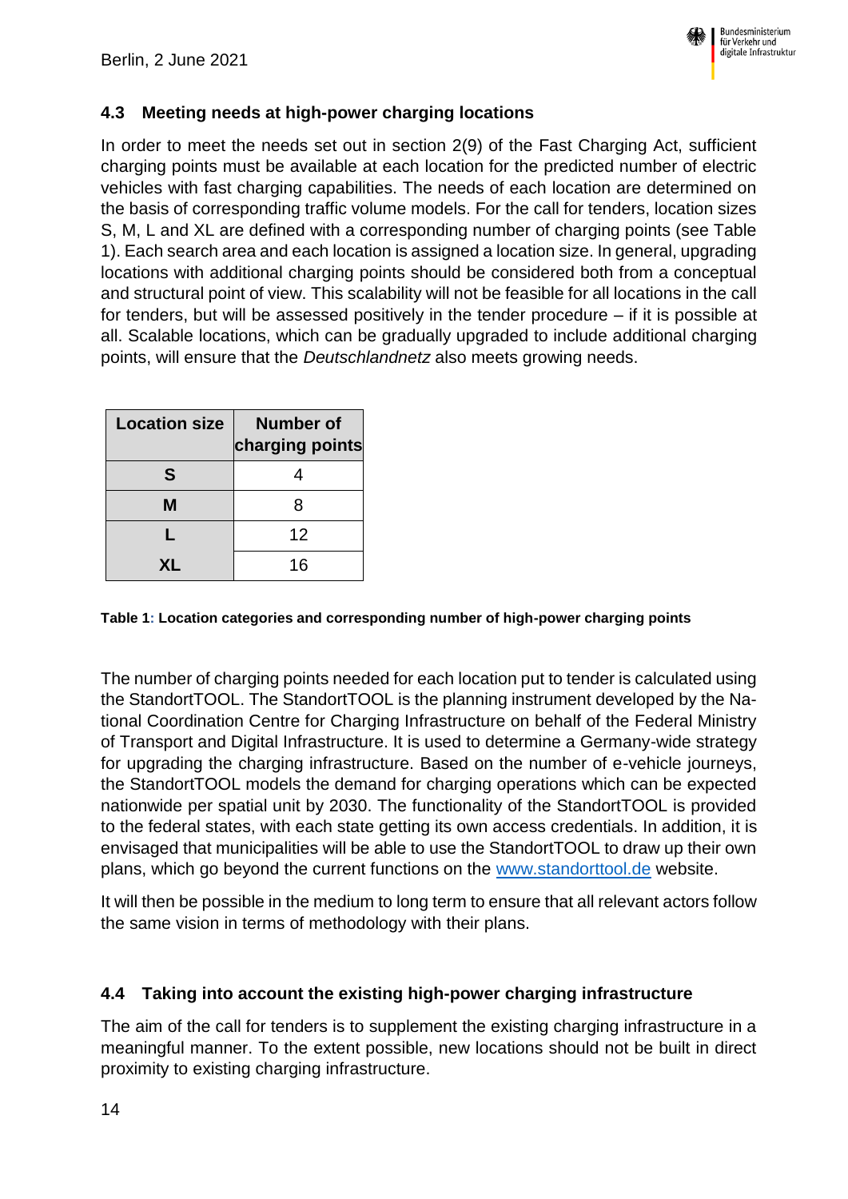### 4.3 Meeting needs at high-power charging locations

In order to meet the needs set out in section 2(9) of the Fast Charging Act, sufficient charging points must be available at each location for the predicted number of electric vehicles with fast charging capabilities. The needs of each location are determined on the basis of corresponding traffic volume models. For the call for tenders, location sizes S, M, L and XL are defined with a corresponding number of charging points (see Table 1). Each search area and each location is assigned a location size. In general, upgrading locations with additional charging points should be considered both from a conceptual and structural point of view. This scalability will not be feasible for all locations in the call for tenders, but will be assessed positively in the tender procedure – if it is possible at all. Scalable locations, which can be gradually upgraded to include additional charging points, will ensure that the *Deutschlandnetz* also meets growing needs.

| Location size | Number of charging points |
|---|---|
| S | 4 |
| M | 8 |
| L | 12 |
| XL | 16 |

**Table 1: Location categories and corresponding number of high-power charging points**

The number of charging points needed for each location put to tender is calculated using the StandortTOOL. The StandortTOOL is the planning instrument developed by the National Coordination Centre for Charging Infrastructure on behalf of the Federal Ministry of Transport and Digital Infrastructure. It is used to determine a Germany-wide strategy for upgrading the charging infrastructure. Based on the number of e-vehicle journeys, the StandortTOOL models the demand for charging operations which can be expected nationwide per spatial unit by 2030. The functionality of the StandortTOOL is provided to the federal states, with each state getting its own access credentials. In addition, it is envisaged that municipalities will be able to use the StandortTOOL to draw up their own plans, which go beyond the current functions on the www.standorttool.de website.

It will then be possible in the medium to long term to ensure that all relevant actors follow the same vision in terms of methodology with their plans.

### 4.4 Taking into account the existing high-power charging infrastructure

The aim of the call for tenders is to supplement the existing charging infrastructure in a meaningful manner. To the extent possible, new locations should not be built in direct proximity to existing charging infrastructure.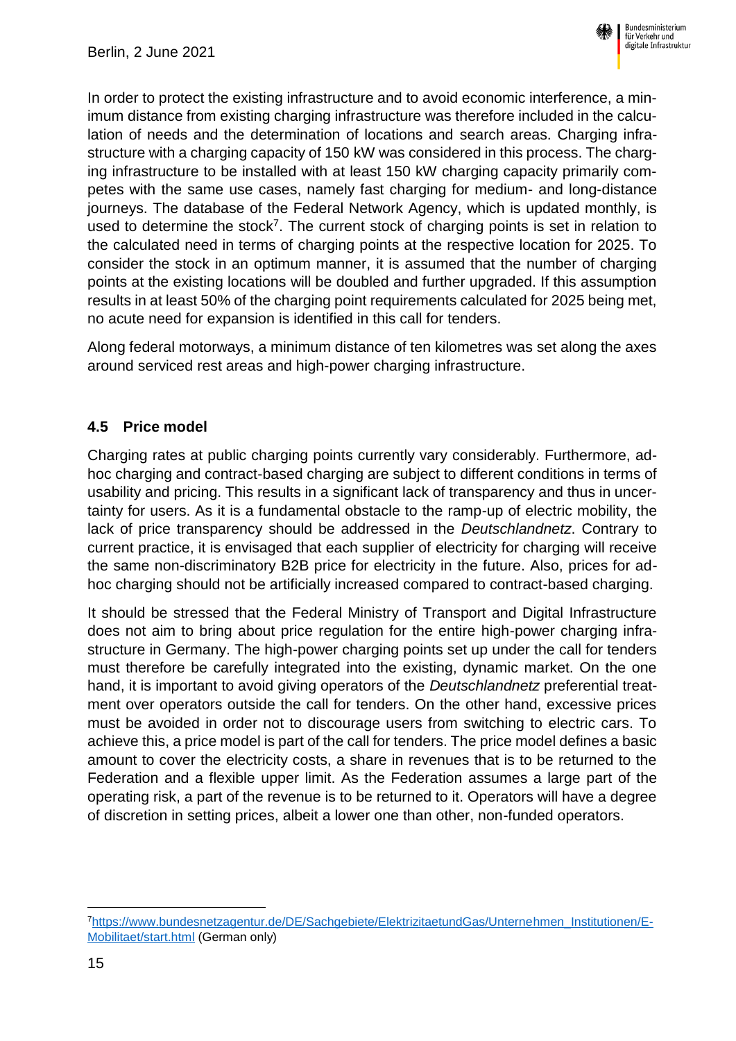In order to protect the existing infrastructure and to avoid economic interference, a minimum distance from existing charging infrastructure was therefore included in the calculation of needs and the determination of locations and search areas. Charging infrastructure with a charging capacity of 150 kW was considered in this process. The charging infrastructure to be installed with at least 150 kW charging capacity primarily competes with the same use cases, namely fast charging for medium- and long-distance journeys. The database of the Federal Network Agency, which is updated monthly, is used to determine the stock[7]. The current stock of charging points is set in relation to the calculated need in terms of charging points at the respective location for 2025. To consider the stock in an optimum manner, it is assumed that the number of charging points at the existing locations will be doubled and further upgraded. If this assumption results in at least 50% of the charging point requirements calculated for 2025 being met, no acute need for expansion is identified in this call for tenders.

Along federal motorways, a minimum distance of ten kilometres was set along the axes around serviced rest areas and high-power charging infrastructure.

### 4.5 Price model

Charging rates at public charging points currently vary considerably. Furthermore, ad-hoc charging and contract-based charging are subject to different conditions in terms of usability and pricing. This results in a significant lack of transparency and thus in uncertainty for users. As it is a fundamental obstacle to the ramp-up of electric mobility, the lack of price transparency should be addressed in the *Deutschlandnetz*. Contrary to current practice, it is envisaged that each supplier of electricity for charging will receive the same non-discriminatory B2B price for electricity in the future. Also, prices for ad-hoc charging should not be artificially increased compared to contract-based charging.

It should be stressed that the Federal Ministry of Transport and Digital Infrastructure does not aim to bring about price regulation for the entire high-power charging infrastructure in Germany. The high-power charging points set up under the call for tenders must therefore be carefully integrated into the existing, dynamic market. On the one hand, it is important to avoid giving operators of the *Deutschlandnetz* preferential treatment over operators outside the call for tenders. On the other hand, excessive prices must be avoided in order not to discourage users from switching to electric cars. To achieve this, a price model is part of the call for tenders. The price model defines a basic amount to cover the electricity costs, a share in revenues that is to be returned to the Federation and a flexible upper limit. As the Federation assumes a large part of the operating risk, a part of the revenue is to be returned to it. Operators will have a degree of discretion in setting prices, albeit a lower one than other, non-funded operators.

---

[7] https://www.bundesnetzagentur.de/DE/Sachgebiete/ElektrizitaetundGas/Unternehmen_Institutionen/E-Mobilitaet/start.html (German only)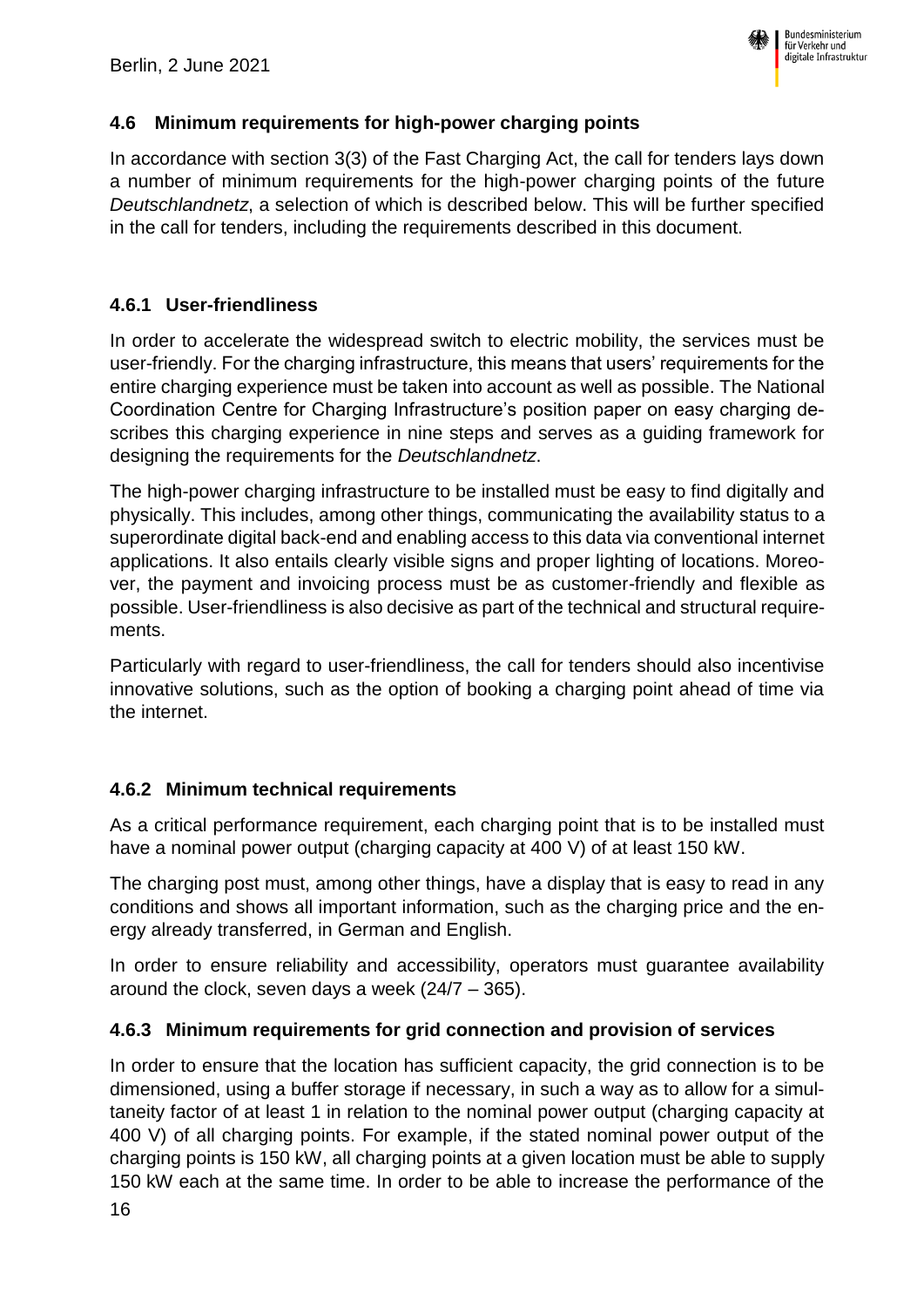## 4.6 Minimum requirements for high-power charging points

In accordance with section 3(3) of the Fast Charging Act, the call for tenders lays down a number of minimum requirements for the high-power charging points of the future *Deutschlandnetz*, a selection of which is described below. This will be further specified in the call for tenders, including the requirements described in this document.

### 4.6.1 User-friendliness

In order to accelerate the widespread switch to electric mobility, the services must be user-friendly. For the charging infrastructure, this means that users' requirements for the entire charging experience must be taken into account as well as possible. The National Coordination Centre for Charging Infrastructure's position paper on easy charging describes this charging experience in nine steps and serves as a guiding framework for designing the requirements for the *Deutschlandnetz*.

The high-power charging infrastructure to be installed must be easy to find digitally and physically. This includes, among other things, communicating the availability status to a superordinate digital back-end and enabling access to this data via conventional internet applications. It also entails clearly visible signs and proper lighting of locations. Moreover, the payment and invoicing process must be as customer-friendly and flexible as possible. User-friendliness is also decisive as part of the technical and structural requirements.

Particularly with regard to user-friendliness, the call for tenders should also incentivise innovative solutions, such as the option of booking a charging point ahead of time via the internet.

### 4.6.2 Minimum technical requirements

As a critical performance requirement, each charging point that is to be installed must have a nominal power output (charging capacity at 400 V) of at least 150 kW.

The charging post must, among other things, have a display that is easy to read in any conditions and shows all important information, such as the charging price and the energy already transferred, in German and English.

In order to ensure reliability and accessibility, operators must guarantee availability around the clock, seven days a week (24/7 – 365).

### 4.6.3 Minimum requirements for grid connection and provision of services

In order to ensure that the location has sufficient capacity, the grid connection is to be dimensioned, using a buffer storage if necessary, in such a way as to allow for a simultaneity factor of at least 1 in relation to the nominal power output (charging capacity at 400 V) of all charging points. For example, if the stated nominal power output of the charging points is 150 kW, all charging points at a given location must be able to supply 150 kW each at the same time. In order to be able to increase the performance of the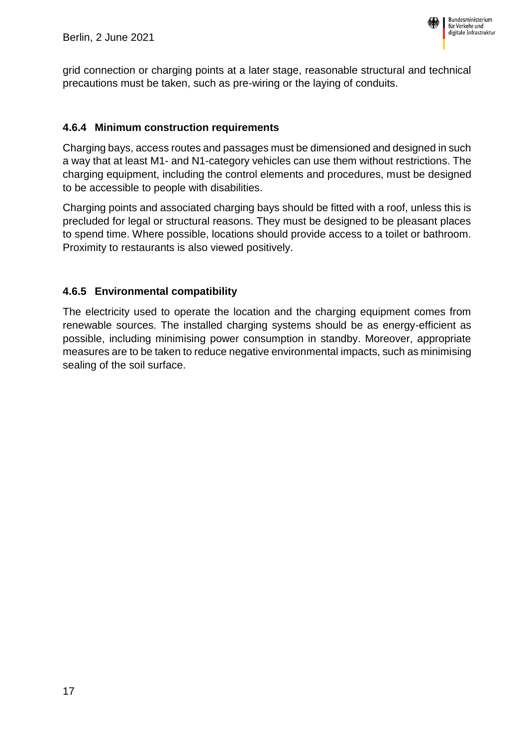grid connection or charging points at a later stage, reasonable structural and technical precautions must be taken, such as pre-wiring or the laying of conduits.

### 4.6.4 Minimum construction requirements

Charging bays, access routes and passages must be dimensioned and designed in such a way that at least M1- and N1-category vehicles can use them without restrictions. The charging equipment, including the control elements and procedures, must be designed to be accessible to people with disabilities.

Charging points and associated charging bays should be fitted with a roof, unless this is precluded for legal or structural reasons. They must be designed to be pleasant places to spend time. Where possible, locations should provide access to a toilet or bathroom. Proximity to restaurants is also viewed positively.

### 4.6.5 Environmental compatibility

The electricity used to operate the location and the charging equipment comes from renewable sources. The installed charging systems should be as energy-efficient as possible, including minimising power consumption in standby. Moreover, appropriate measures are to be taken to reduce negative environmental impacts, such as minimising sealing of the soil surface.